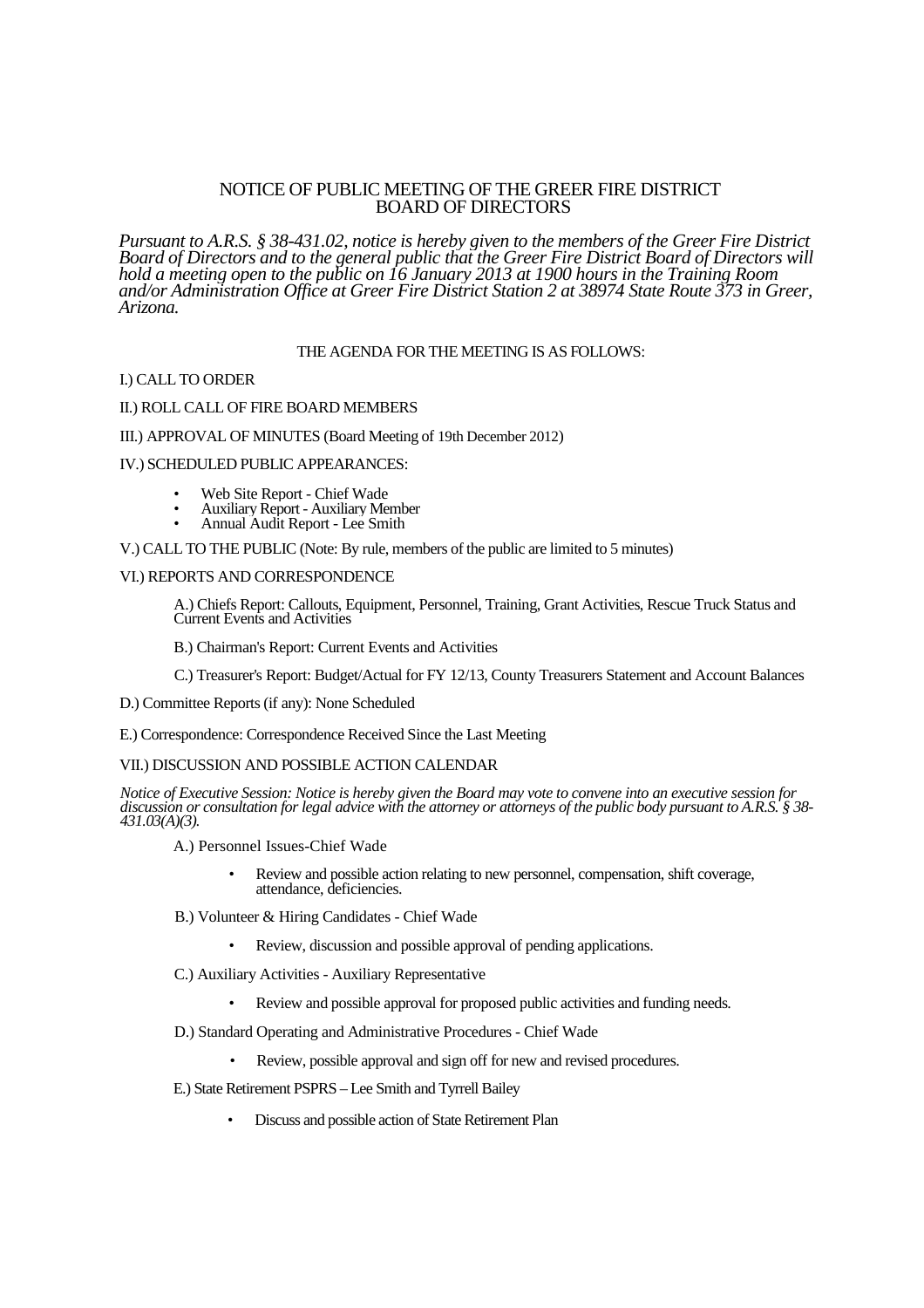# NOTICE OF PUBLIC MEETING OF THE GREER FIRE DISTRICT BOARD OF DIRECTORS

*Pursuant to A.R.S. § 38-431.02, notice is hereby given to the members of the Greer Fire District Board of Directors and to the general public that the Greer Fire District Board of Directors will hold a meeting open to the public on 16 January 2013 at 1900 hours in the Training Room and/or Administration Office at Greer Fire District Station 2 at 38974 State Route 373 in Greer, Arizona.*

## THE AGENDA FOR THE MEETING IS AS FOLLOWS:

I.) CALL TO ORDER

II.) ROLL CALL OF FIRE BOARD MEMBERS

III.) APPROVAL OF MINUTES (Board Meeting of 19th December 2012)

IV.) SCHEDULED PUBLIC APPEARANCES:

- Web Site Report - Chief Wade
- Auxiliary Report - Auxiliary Member
- Annual Audit Report - Lee Smith

V.) CALL TO THE PUBLIC (Note: By rule, members of the public are limited to 5 minutes)

VI.) REPORTS AND CORRESPONDENCE

A.) Chiefs Report: Callouts, Equipment, Personnel, Training, Grant Activities, Rescue Truck Status and Current Events and Activities

B.) Chairman's Report: Current Events and Activities

C.) Treasurer's Report: Budget/Actual for FY 12/13, County Treasurers Statement and Account Balances

D.) Committee Reports (if any): None Scheduled

E.) Correspondence: Correspondence Received Since the Last Meeting

VII.) DISCUSSION AND POSSIBLE ACTION CALENDAR

*Notice of Executive Session: Notice is hereby given the Board may vote to convene into an executive session for discussion or consultation for legal advice with the attorney or attorneys of the public body pursuant to A.R.S. § 38-431.03(A)(3).*

A.) Personnel Issues-Chief Wade

- Review and possible action relating to new personnel, compensation, shift coverage, attendance, deficiencies.

B.) Volunteer & Hiring Candidates - Chief Wade

- Review, discussion and possible approval of pending applications.

C.) Auxiliary Activities - Auxiliary Representative

- Review and possible approval for proposed public activities and funding needs.

D.) Standard Operating and Administrative Procedures - Chief Wade

- Review, possible approval and sign off for new and revised procedures.

E.) State Retirement PSPRS – Lee Smith and Tyrrell Bailey

- Discuss and possible action of State Retirement Plan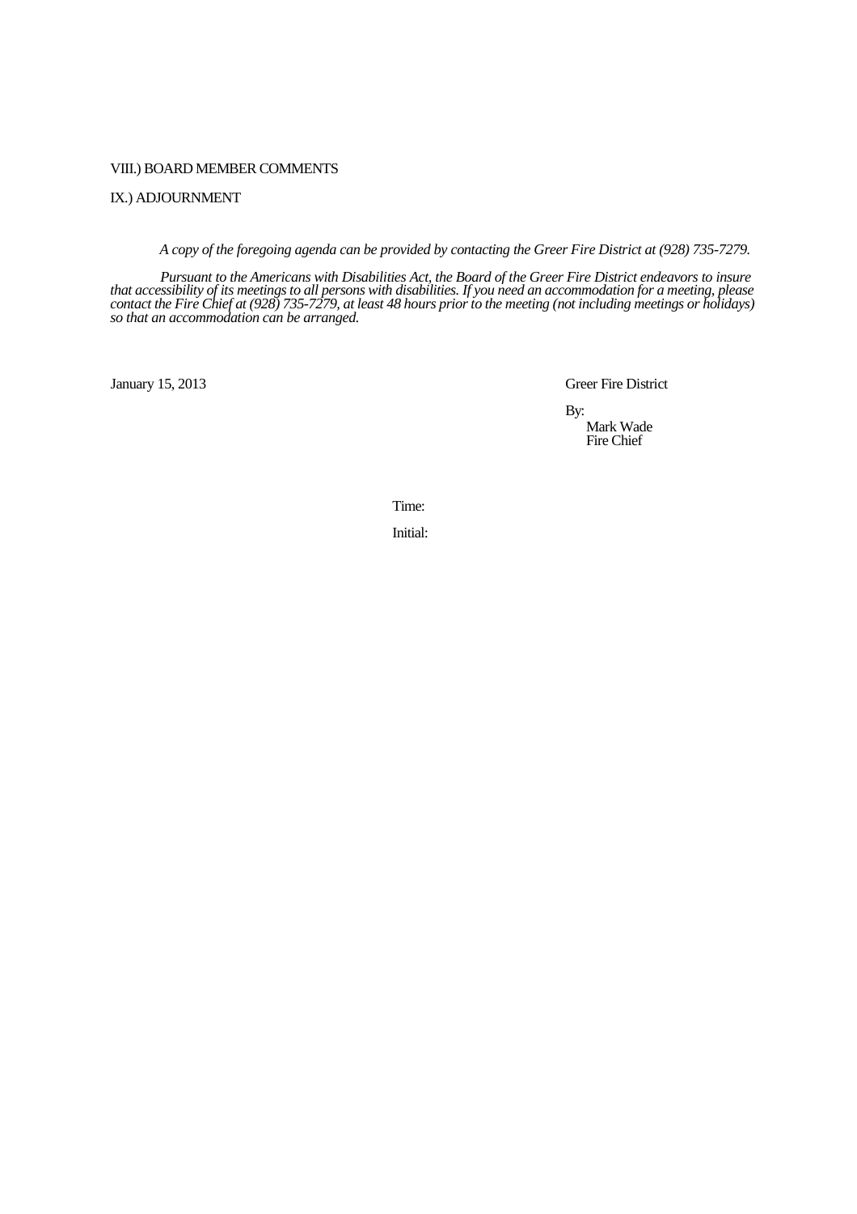VIII.) BOARD MEMBER COMMENTS

IX.) ADJOURNMENT

*A copy of the foregoing agenda can be provided by contacting the Greer Fire District at (928) 735-7279.*

*Pursuant to the Americans with Disabilities Act, the Board of the Greer Fire District endeavors to insure that accessibility of its meetings to all persons with disabilities. If you need an accommodation for a meeting, please contact the Fire Chief at (928) 735-7279, at least 48 hours prior to the meeting (not including meetings or holidays) so that an accommodation can be arranged.*

January 15, 2013

Greer Fire District

By:
Mark Wade
Fire Chief

Time:

Initial: